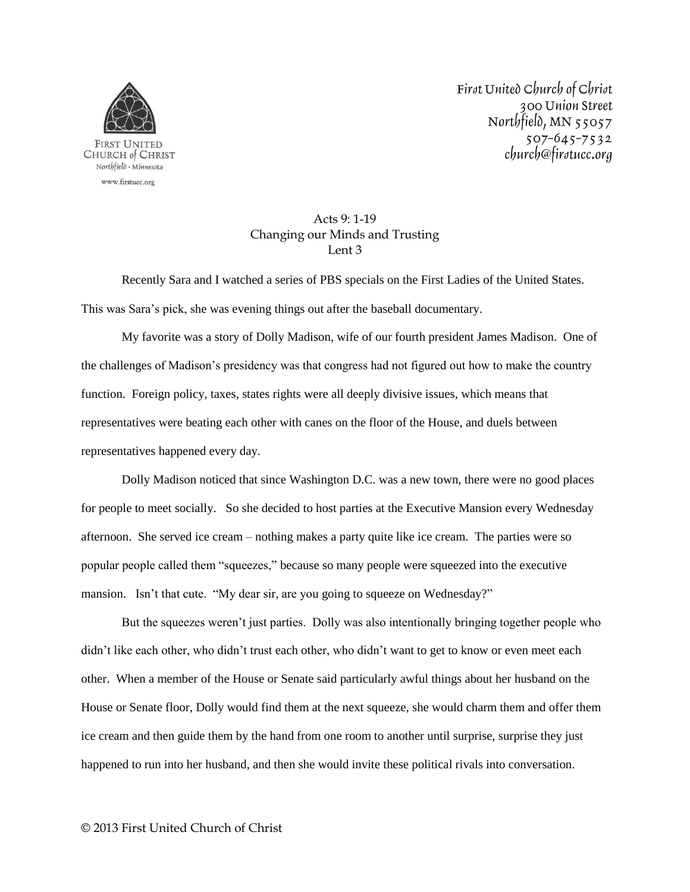First United Church of Christ
Northfield · Minnesota
www.firstucc.org

First United Church of Christ
300 Union Street
Northfield, MN 55057
507-645-7532
church@firstucc.org

## Acts 9: 1-19
## Changing our Minds and Trusting
## Lent 3

Recently Sara and I watched a series of PBS specials on the First Ladies of the United States. This was Sara's pick, she was evening things out after the baseball documentary.

My favorite was a story of Dolly Madison, wife of our fourth president James Madison. One of the challenges of Madison's presidency was that congress had not figured out how to make the country function. Foreign policy, taxes, states rights were all deeply divisive issues, which means that representatives were beating each other with canes on the floor of the House, and duels between representatives happened every day.

Dolly Madison noticed that since Washington D.C. was a new town, there were no good places for people to meet socially. So she decided to host parties at the Executive Mansion every Wednesday afternoon. She served ice cream – nothing makes a party quite like ice cream. The parties were so popular people called them "squeezes," because so many people were squeezed into the executive mansion. Isn't that cute. "My dear sir, are you going to squeeze on Wednesday?"

But the squeezes weren't just parties. Dolly was also intentionally bringing together people who didn't like each other, who didn't trust each other, who didn't want to get to know or even meet each other. When a member of the House or Senate said particularly awful things about her husband on the House or Senate floor, Dolly would find them at the next squeeze, she would charm them and offer them ice cream and then guide them by the hand from one room to another until surprise, surprise they just happened to run into her husband, and then she would invite these political rivals into conversation.

© 2013 First United Church of Christ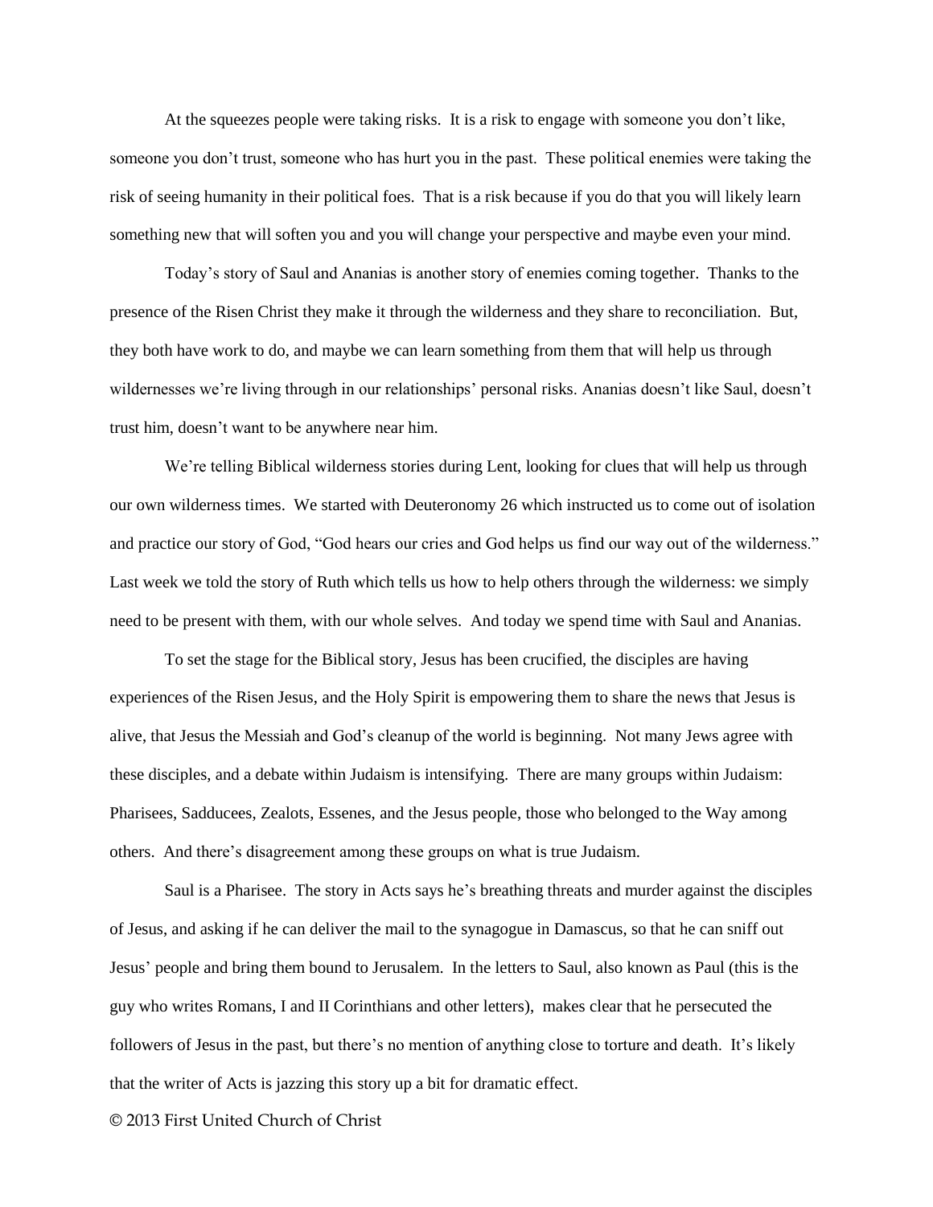At the squeezes people were taking risks. It is a risk to engage with someone you don't like, someone you don't trust, someone who has hurt you in the past. These political enemies were taking the risk of seeing humanity in their political foes. That is a risk because if you do that you will likely learn something new that will soften you and you will change your perspective and maybe even your mind.

Today's story of Saul and Ananias is another story of enemies coming together. Thanks to the presence of the Risen Christ they make it through the wilderness and they share to reconciliation. But, they both have work to do, and maybe we can learn something from them that will help us through wildernesses we're living through in our relationships' personal risks. Ananias doesn't like Saul, doesn't trust him, doesn't want to be anywhere near him.

We're telling Biblical wilderness stories during Lent, looking for clues that will help us through our own wilderness times. We started with Deuteronomy 26 which instructed us to come out of isolation and practice our story of God, "God hears our cries and God helps us find our way out of the wilderness." Last week we told the story of Ruth which tells us how to help others through the wilderness: we simply need to be present with them, with our whole selves. And today we spend time with Saul and Ananias.

To set the stage for the Biblical story, Jesus has been crucified, the disciples are having experiences of the Risen Jesus, and the Holy Spirit is empowering them to share the news that Jesus is alive, that Jesus the Messiah and God's cleanup of the world is beginning. Not many Jews agree with these disciples, and a debate within Judaism is intensifying. There are many groups within Judaism: Pharisees, Sadducees, Zealots, Essenes, and the Jesus people, those who belonged to the Way among others. And there's disagreement among these groups on what is true Judaism.

Saul is a Pharisee. The story in Acts says he's breathing threats and murder against the disciples of Jesus, and asking if he can deliver the mail to the synagogue in Damascus, so that he can sniff out Jesus' people and bring them bound to Jerusalem. In the letters to Saul, also known as Paul (this is the guy who writes Romans, I and II Corinthians and other letters), makes clear that he persecuted the followers of Jesus in the past, but there's no mention of anything close to torture and death. It's likely that the writer of Acts is jazzing this story up a bit for dramatic effect.

© 2013 First United Church of Christ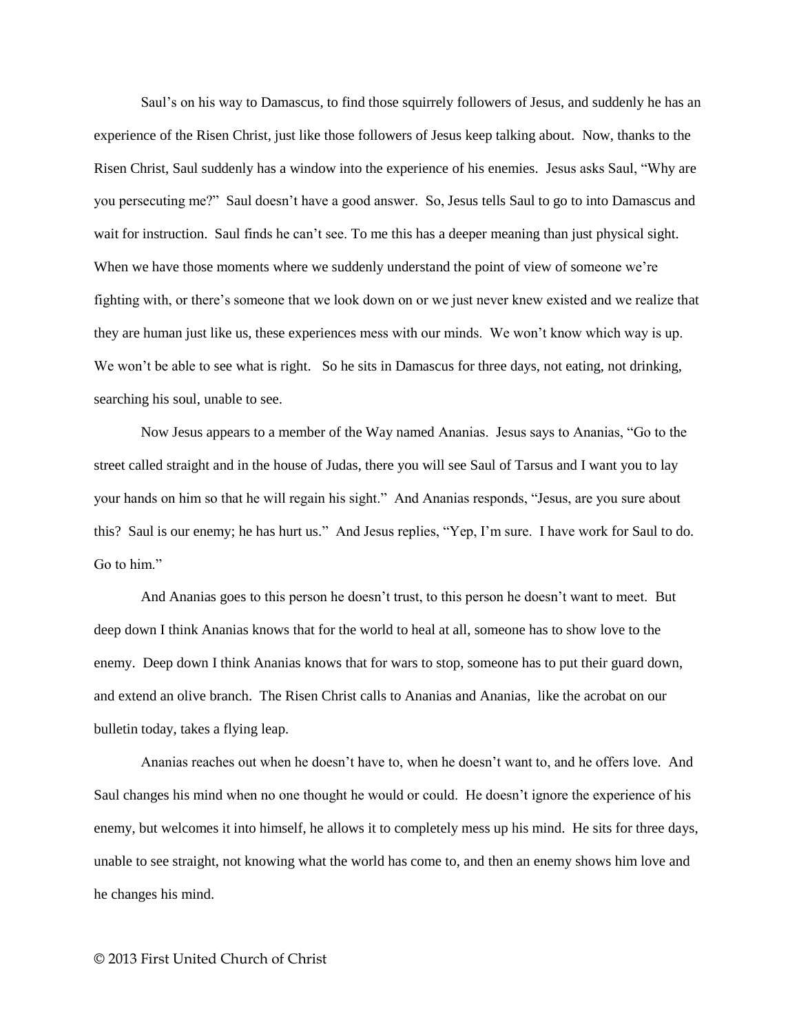Saul's on his way to Damascus, to find those squirrely followers of Jesus, and suddenly he has an experience of the Risen Christ, just like those followers of Jesus keep talking about. Now, thanks to the Risen Christ, Saul suddenly has a window into the experience of his enemies. Jesus asks Saul, "Why are you persecuting me?" Saul doesn't have a good answer. So, Jesus tells Saul to go to into Damascus and wait for instruction. Saul finds he can't see. To me this has a deeper meaning than just physical sight. When we have those moments where we suddenly understand the point of view of someone we're fighting with, or there's someone that we look down on or we just never knew existed and we realize that they are human just like us, these experiences mess with our minds. We won't know which way is up. We won't be able to see what is right. So he sits in Damascus for three days, not eating, not drinking, searching his soul, unable to see.

Now Jesus appears to a member of the Way named Ananias. Jesus says to Ananias, "Go to the street called straight and in the house of Judas, there you will see Saul of Tarsus and I want you to lay your hands on him so that he will regain his sight." And Ananias responds, "Jesus, are you sure about this? Saul is our enemy; he has hurt us." And Jesus replies, "Yep, I'm sure. I have work for Saul to do. Go to him."

And Ananias goes to this person he doesn't trust, to this person he doesn't want to meet. But deep down I think Ananias knows that for the world to heal at all, someone has to show love to the enemy. Deep down I think Ananias knows that for wars to stop, someone has to put their guard down, and extend an olive branch. The Risen Christ calls to Ananias and Ananias, like the acrobat on our bulletin today, takes a flying leap.

Ananias reaches out when he doesn't have to, when he doesn't want to, and he offers love. And Saul changes his mind when no one thought he would or could. He doesn't ignore the experience of his enemy, but welcomes it into himself, he allows it to completely mess up his mind. He sits for three days, unable to see straight, not knowing what the world has come to, and then an enemy shows him love and he changes his mind.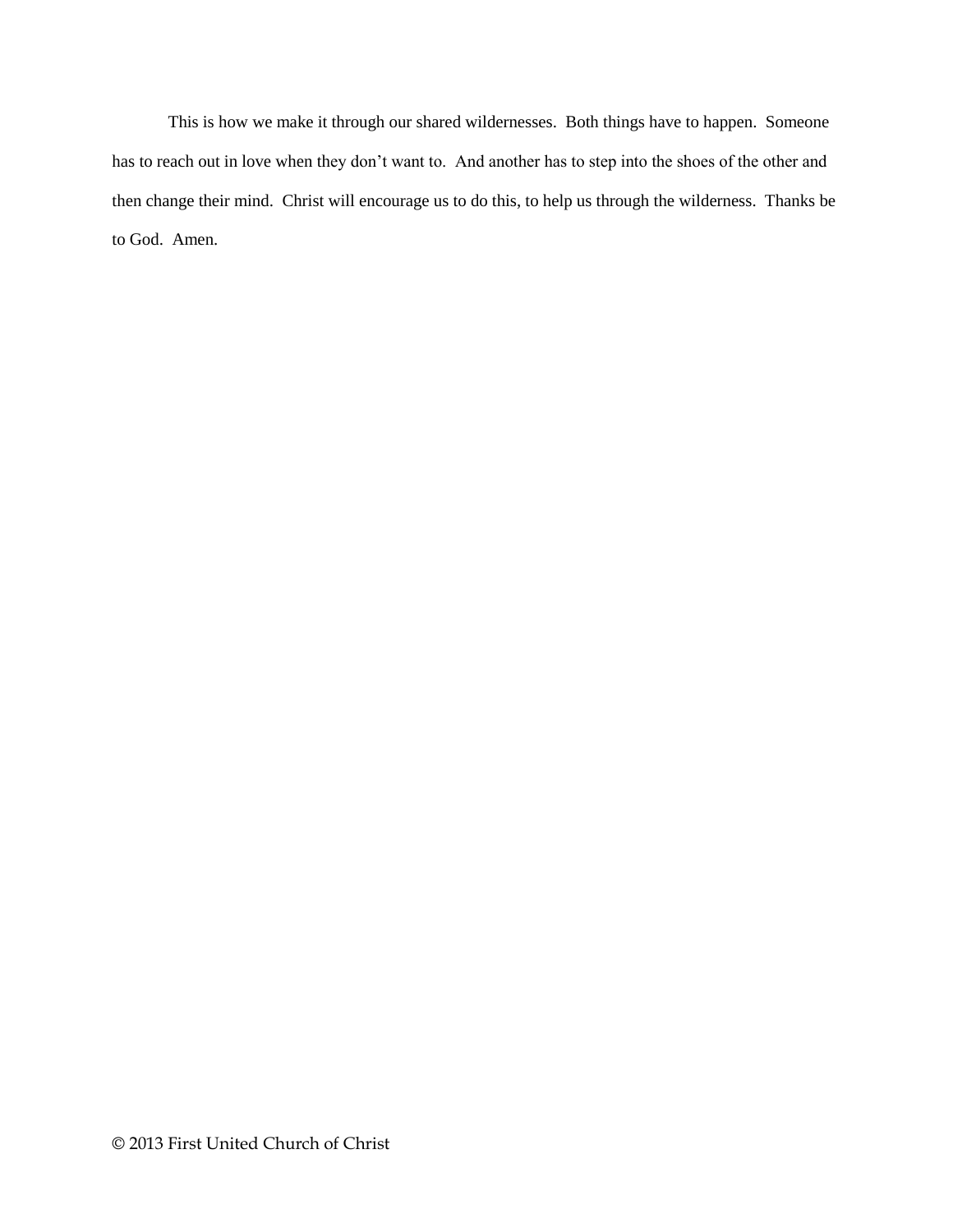This is how we make it through our shared wildernesses. Both things have to happen. Someone has to reach out in love when they don't want to. And another has to step into the shoes of the other and then change their mind. Christ will encourage us to do this, to help us through the wilderness. Thanks be to God. Amen.

© 2013 First United Church of Christ